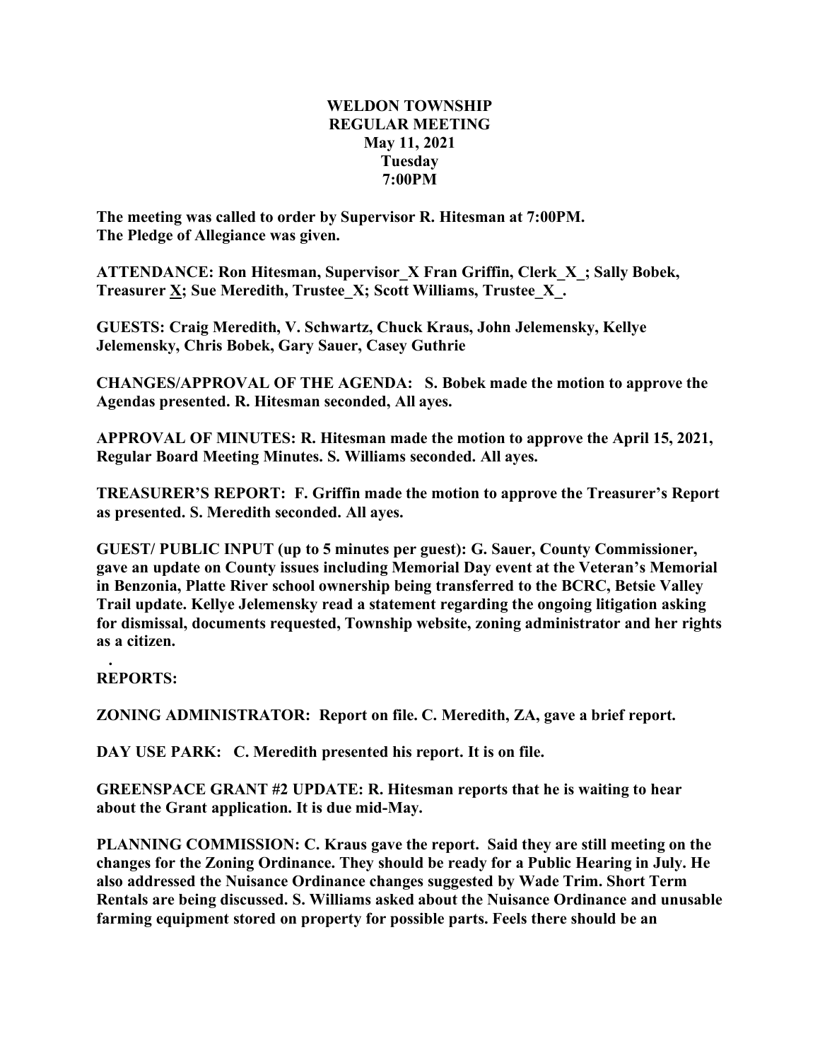**WELDON TOWNSHIP**
**REGULAR MEETING**
**May 11, 2021**
**Tuesday**
**7:00PM**

**The meeting was called to order by Supervisor R. Hitesman at 7:00PM.**
**The Pledge of Allegiance was given.**

**ATTENDANCE: Ron Hitesman, Supervisor_X Fran Griffin, Clerk_X_; Sally Bobek, Treasurer X; Sue Meredith, Trustee_X; Scott Williams, Trustee_X_.**

**GUESTS: Craig Meredith, V. Schwartz, Chuck Kraus, John Jelemensky, Kellye Jelemensky, Chris Bobek, Gary Sauer, Casey Guthrie**

**CHANGES/APPROVAL OF THE AGENDA: S. Bobek made the motion to approve the Agendas presented. R. Hitesman seconded, All ayes.**

**APPROVAL OF MINUTES: R. Hitesman made the motion to approve the April 15, 2021, Regular Board Meeting Minutes. S. Williams seconded. All ayes.**

**TREASURER'S REPORT: F. Griffin made the motion to approve the Treasurer's Report as presented. S. Meredith seconded. All ayes.**

**GUEST/ PUBLIC INPUT (up to 5 minutes per guest): G. Sauer, County Commissioner, gave an update on County issues including Memorial Day event at the Veteran's Memorial in Benzonia, Platte River school ownership being transferred to the BCRC, Betsie Valley Trail update. Kellye Jelemensky read a statement regarding the ongoing litigation asking for dismissal, documents requested, Township website, zoning administrator and her rights as a citizen.**

**.**

**REPORTS:**

**ZONING ADMINISTRATOR: Report on file. C. Meredith, ZA, gave a brief report.**

**DAY USE PARK: C. Meredith presented his report. It is on file.**

**GREENSPACE GRANT #2 UPDATE: R. Hitesman reports that he is waiting to hear about the Grant application. It is due mid-May.**

**PLANNING COMMISSION: C. Kraus gave the report. Said they are still meeting on the changes for the Zoning Ordinance. They should be ready for a Public Hearing in July. He also addressed the Nuisance Ordinance changes suggested by Wade Trim. Short Term Rentals are being discussed. S. Williams asked about the Nuisance Ordinance and unusable farming equipment stored on property for possible parts. Feels there should be an**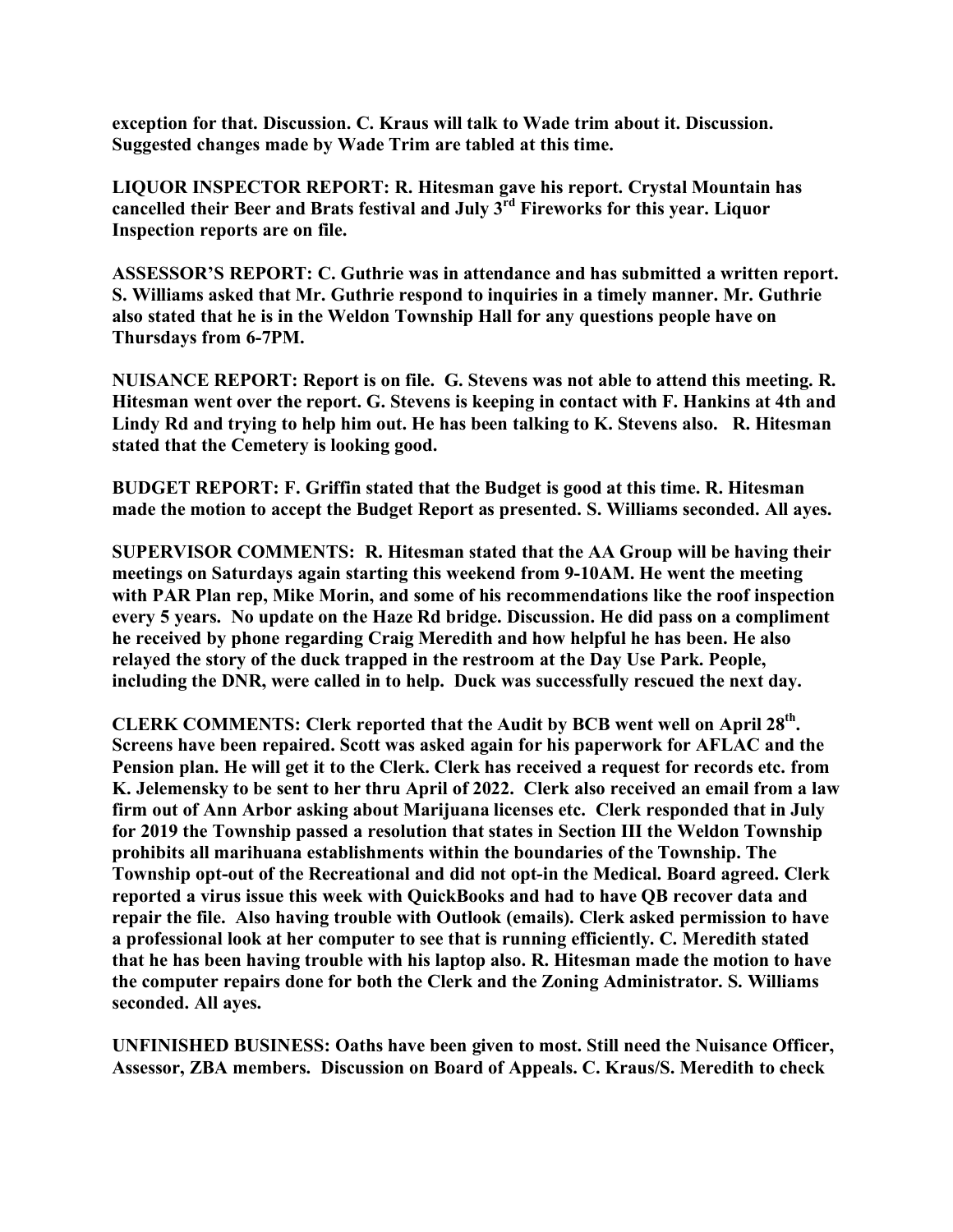**exception for that. Discussion. C. Kraus will talk to Wade trim about it. Discussion. Suggested changes made by Wade Trim are tabled at this time.**

**LIQUOR INSPECTOR REPORT: R. Hitesman gave his report. Crystal Mountain has cancelled their Beer and Brats festival and July 3rd Fireworks for this year. Liquor Inspection reports are on file.**

**ASSESSOR'S REPORT: C. Guthrie was in attendance and has submitted a written report. S. Williams asked that Mr. Guthrie respond to inquiries in a timely manner. Mr. Guthrie also stated that he is in the Weldon Township Hall for any questions people have on Thursdays from 6-7PM.**

**NUISANCE REPORT: Report is on file. G. Stevens was not able to attend this meeting. R. Hitesman went over the report. G. Stevens is keeping in contact with F. Hankins at 4th and Lindy Rd and trying to help him out. He has been talking to K. Stevens also. R. Hitesman stated that the Cemetery is looking good.**

**BUDGET REPORT: F. Griffin stated that the Budget is good at this time. R. Hitesman made the motion to accept the Budget Report as presented. S. Williams seconded. All ayes.**

**SUPERVISOR COMMENTS: R. Hitesman stated that the AA Group will be having their meetings on Saturdays again starting this weekend from 9-10AM. He went the meeting with PAR Plan rep, Mike Morin, and some of his recommendations like the roof inspection every 5 years. No update on the Haze Rd bridge. Discussion. He did pass on a compliment he received by phone regarding Craig Meredith and how helpful he has been. He also relayed the story of the duck trapped in the restroom at the Day Use Park. People, including the DNR, were called in to help. Duck was successfully rescued the next day.**

**CLERK COMMENTS: Clerk reported that the Audit by BCB went well on April 28th. Screens have been repaired. Scott was asked again for his paperwork for AFLAC and the Pension plan. He will get it to the Clerk. Clerk has received a request for records etc. from K. Jelemensky to be sent to her thru April of 2022. Clerk also received an email from a law firm out of Ann Arbor asking about Marijuana licenses etc. Clerk responded that in July for 2019 the Township passed a resolution that states in Section III the Weldon Township prohibits all marihuana establishments within the boundaries of the Township. The Township opt-out of the Recreational and did not opt-in the Medical. Board agreed. Clerk reported a virus issue this week with QuickBooks and had to have QB recover data and repair the file. Also having trouble with Outlook (emails). Clerk asked permission to have a professional look at her computer to see that is running efficiently. C. Meredith stated that he has been having trouble with his laptop also. R. Hitesman made the motion to have the computer repairs done for both the Clerk and the Zoning Administrator. S. Williams seconded. All ayes.**

**UNFINISHED BUSINESS: Oaths have been given to most. Still need the Nuisance Officer, Assessor, ZBA members. Discussion on Board of Appeals. C. Kraus/S. Meredith to check**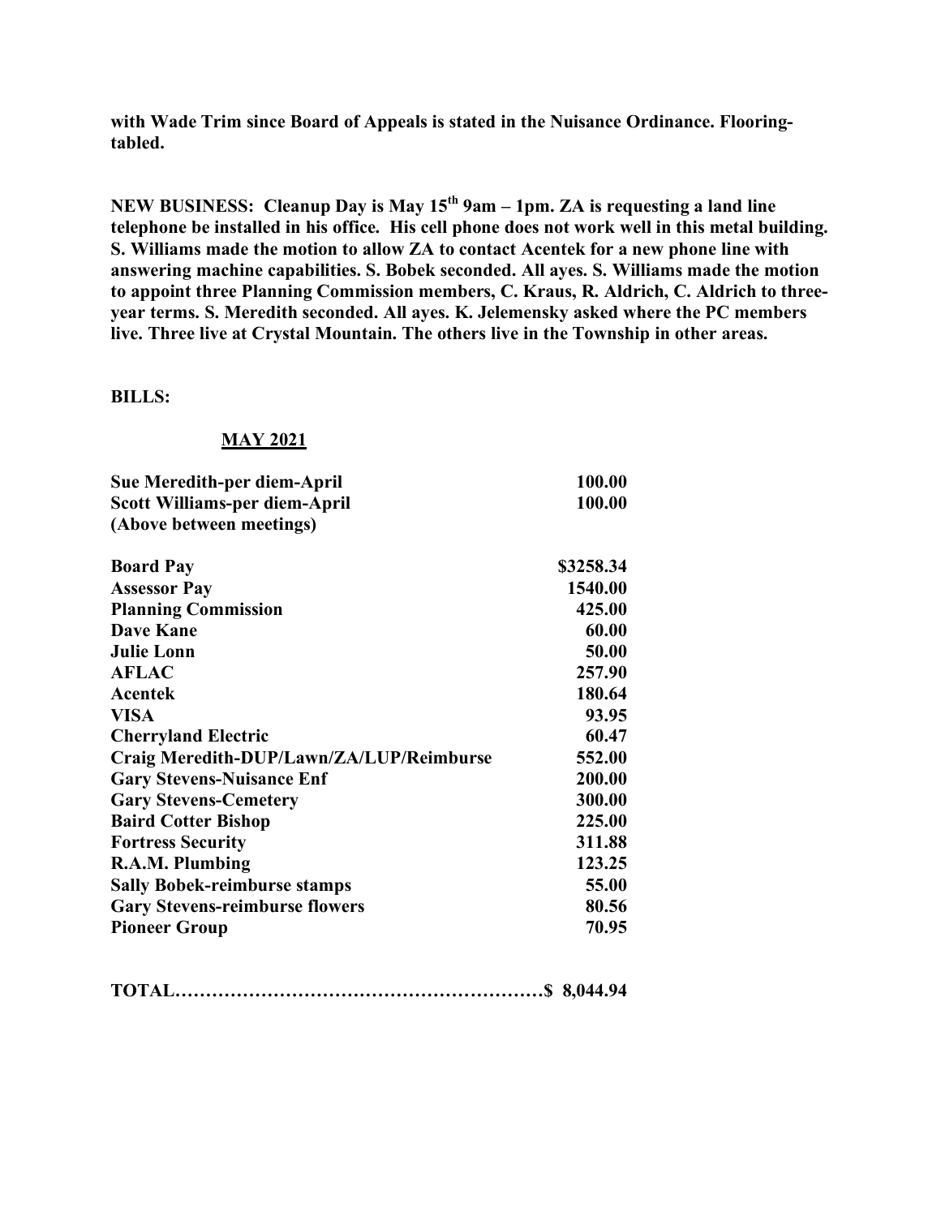**with Wade Trim since Board of Appeals is stated in the Nuisance Ordinance. Flooring-tabled.**

**NEW BUSINESS: Cleanup Day is May 15th 9am – 1pm. ZA is requesting a land line telephone be installed in his office. His cell phone does not work well in this metal building. S. Williams made the motion to allow ZA to contact Acentek for a new phone line with answering machine capabilities. S. Bobek seconded. All ayes. S. Williams made the motion to appoint three Planning Commission members, C. Kraus, R. Aldrich, C. Aldrich to three-year terms. S. Meredith seconded. All ayes. K. Jelemensky asked where the PC members live. Three live at Crystal Mountain. The others live in the Township in other areas.**

**BILLS:**

**MAY 2021**

| | |
|---|---:|
| **Sue Meredith-per diem-April** | **100.00** |
| **Scott Williams-per diem-April** | **100.00** |
| **(Above between meetings)** | |
| | |
| **Board Pay** | **$3258.34** |
| **Assessor Pay** | **1540.00** |
| **Planning Commission** | **425.00** |
| **Dave Kane** | **60.00** |
| **Julie Lonn** | **50.00** |
| **AFLAC** | **257.90** |
| **Acentek** | **180.64** |
| **VISA** | **93.95** |
| **Cherryland Electric** | **60.47** |
| **Craig Meredith-DUP/Lawn/ZA/LUP/Reimburse** | **552.00** |
| **Gary Stevens-Nuisance Enf** | **200.00** |
| **Gary Stevens-Cemetery** | **300.00** |
| **Baird Cotter Bishop** | **225.00** |
| **Fortress Security** | **311.88** |
| **R.A.M. Plumbing** | **123.25** |
| **Sally Bobek-reimburse stamps** | **55.00** |
| **Gary Stevens-reimburse flowers** | **80.56** |
| **Pioneer Group** | **70.95** |

**TOTAL……………………………………………………$ 8,044.94**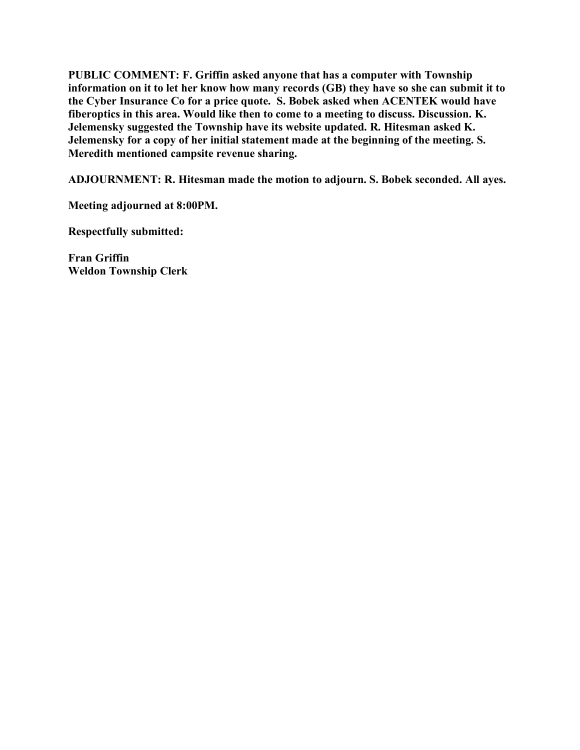**PUBLIC COMMENT: F. Griffin asked anyone that has a computer with Township information on it to let her know how many records (GB) they have so she can submit it to the Cyber Insurance Co for a price quote. S. Bobek asked when ACENTEK would have fiberoptics in this area. Would like then to come to a meeting to discuss. Discussion. K. Jelemensky suggested the Township have its website updated. R. Hitesman asked K. Jelemensky for a copy of her initial statement made at the beginning of the meeting. S. Meredith mentioned campsite revenue sharing.**

**ADJOURNMENT: R. Hitesman made the motion to adjourn. S. Bobek seconded. All ayes.**

**Meeting adjourned at 8:00PM.**

**Respectfully submitted:**

**Fran Griffin**
**Weldon Township Clerk**